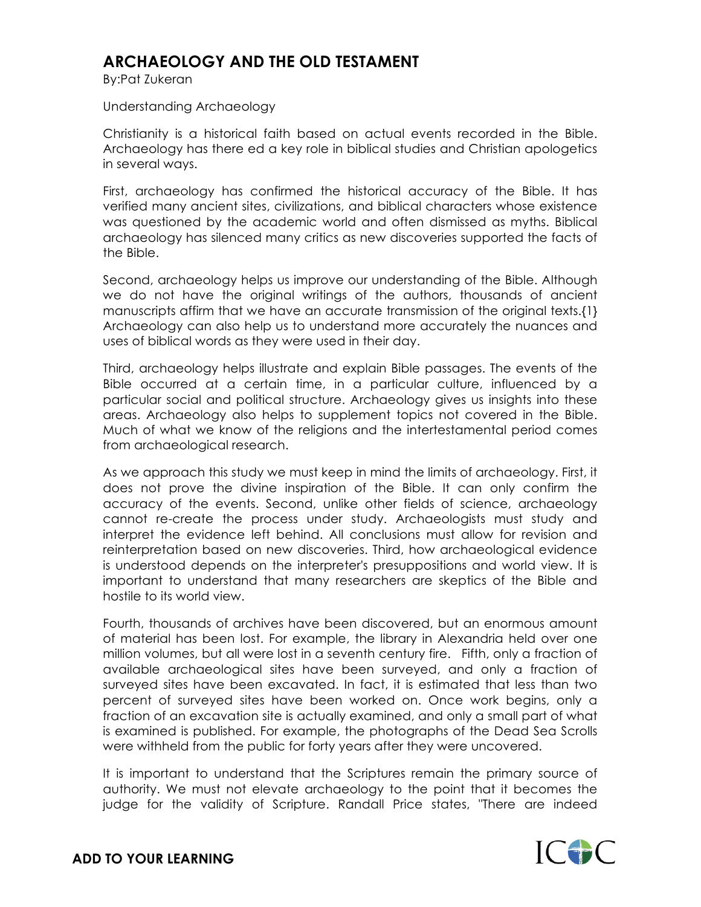# ARCHAEOLOGY AND THE OLD TESTAMENT

By:Pat Zukeran

Understanding Archaeology

Christianity is a historical faith based on actual events recorded in the Bible. Archaeology has there ed a key role in biblical studies and Christian apologetics in several ways.

First, archaeology has confirmed the historical accuracy of the Bible. It has verified many ancient sites, civilizations, and biblical characters whose existence was questioned by the academic world and often dismissed as myths. Biblical archaeology has silenced many critics as new discoveries supported the facts of the Bible.

Second, archaeology helps us improve our understanding of the Bible. Although we do not have the original writings of the authors, thousands of ancient manuscripts affirm that we have an accurate transmission of the original texts.{1} Archaeology can also help us to understand more accurately the nuances and uses of biblical words as they were used in their day.

Third, archaeology helps illustrate and explain Bible passages. The events of the Bible occurred at a certain time, in a particular culture, influenced by a particular social and political structure. Archaeology gives us insights into these areas. Archaeology also helps to supplement topics not covered in the Bible. Much of what we know of the religions and the intertestamental period comes from archaeological research.

As we approach this study we must keep in mind the limits of archaeology. First, it does not prove the divine inspiration of the Bible. It can only confirm the accuracy of the events. Second, unlike other fields of science, archaeology cannot re-create the process under study. Archaeologists must study and interpret the evidence left behind. All conclusions must allow for revision and reinterpretation based on new discoveries. Third, how archaeological evidence is understood depends on the interpreter's presuppositions and world view. It is important to understand that many researchers are skeptics of the Bible and hostile to its world view.

Fourth, thousands of archives have been discovered, but an enormous amount of material has been lost. For example, the library in Alexandria held over one million volumes, but all were lost in a seventh century fire. Fifth, only a fraction of available archaeological sites have been surveyed, and only a fraction of surveyed sites have been excavated. In fact, it is estimated that less than two percent of surveyed sites have been worked on. Once work begins, only a fraction of an excavation site is actually examined, and only a small part of what is examined is published. For example, the photographs of the Dead Sea Scrolls were withheld from the public for forty years after they were uncovered.

It is important to understand that the Scriptures remain the primary source of authority. We must not elevate archaeology to the point that it becomes the judge for the validity of Scripture. Randall Price states, "There are indeed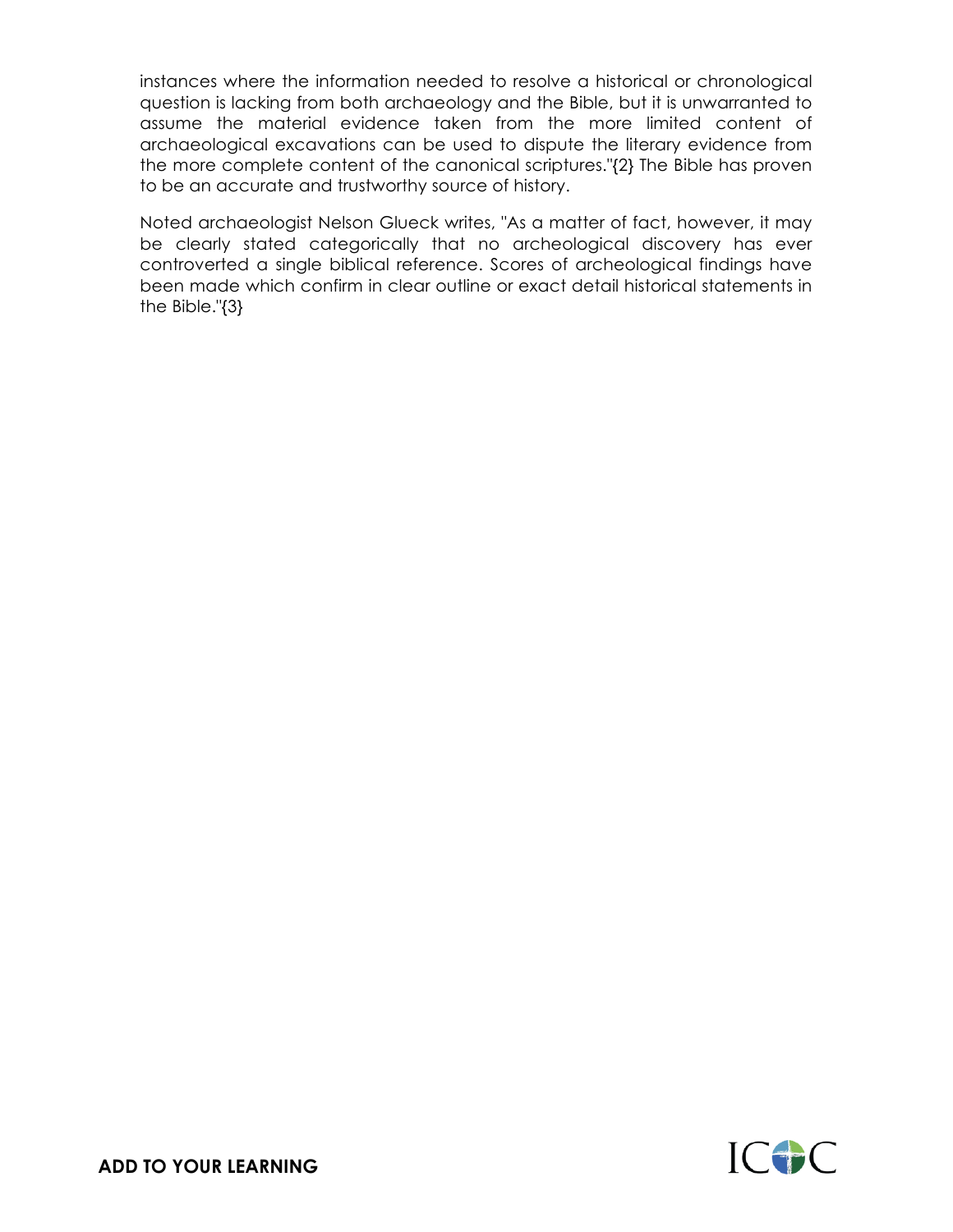instances where the information needed to resolve a historical or chronological question is lacking from both archaeology and the Bible, but it is unwarranted to assume the material evidence taken from the more limited content of archaeological excavations can be used to dispute the literary evidence from the more complete content of the canonical scriptures."{2} The Bible has proven to be an accurate and trustworthy source of history.

Noted archaeologist Nelson Glueck writes, "As a matter of fact, however, it may be clearly stated categorically that no archeological discovery has ever controverted a single biblical reference. Scores of archeological findings have been made which confirm in clear outline or exact detail historical statements in the Bible."{3}